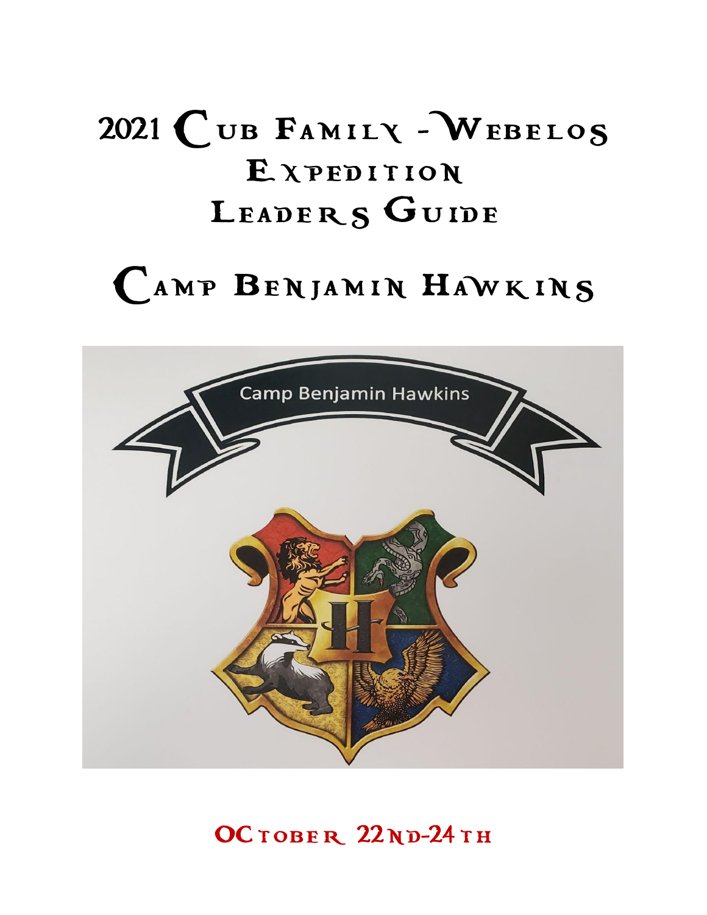# 2021 Cub Family - Webelos Expedition Leaders Guide

# Camp Benjamin Hawkins

Camp Benjamin Hawkins

October 22nd-24th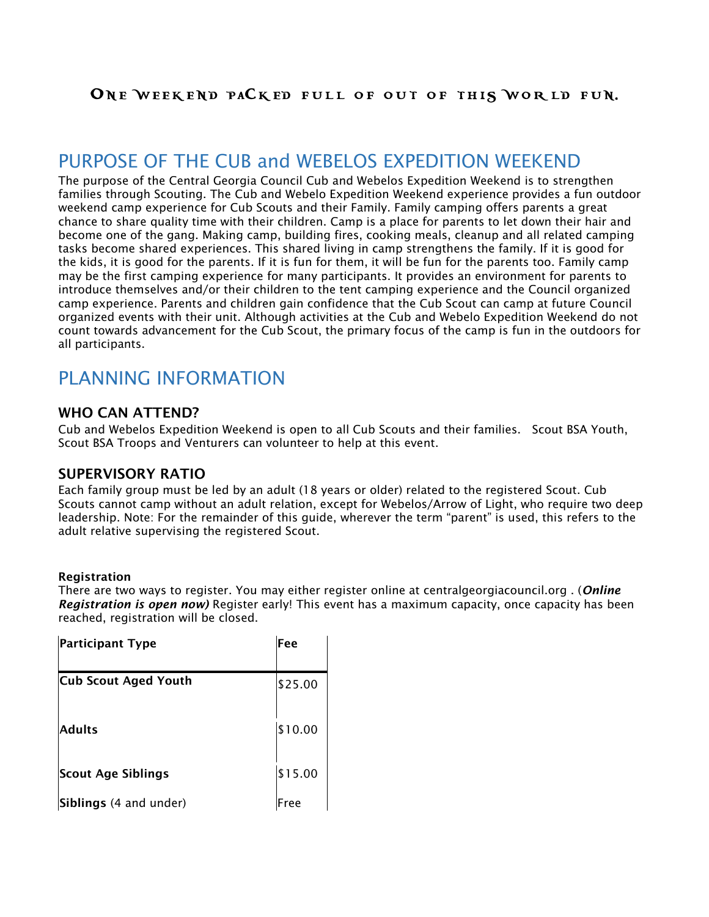One Weekend packed full of out of this world fun.

# PURPOSE OF THE CUB and WEBELOS EXPEDITION WEEKEND

The purpose of the Central Georgia Council Cub and Webelos Expedition Weekend is to strengthen families through Scouting. The Cub and Webelo Expedition Weekend experience provides a fun outdoor weekend camp experience for Cub Scouts and their Family. Family camping offers parents a great chance to share quality time with their children. Camp is a place for parents to let down their hair and become one of the gang. Making camp, building fires, cooking meals, cleanup and all related camping tasks become shared experiences. This shared living in camp strengthens the family. If it is good for the kids, it is good for the parents. If it is fun for them, it will be fun for the parents too. Family camp may be the first camping experience for many participants. It provides an environment for parents to introduce themselves and/or their children to the tent camping experience and the Council organized camp experience. Parents and children gain confidence that the Cub Scout can camp at future Council organized events with their unit. Although activities at the Cub and Webelo Expedition Weekend do not count towards advancement for the Cub Scout, the primary focus of the camp is fun in the outdoors for all participants.

# PLANNING INFORMATION

## WHO CAN ATTEND?

Cub and Webelos Expedition Weekend is open to all Cub Scouts and their families. Scout BSA Youth, Scout BSA Troops and Venturers can volunteer to help at this event.

## SUPERVISORY RATIO

Each family group must be led by an adult (18 years or older) related to the registered Scout. Cub Scouts cannot camp without an adult relation, except for Webelos/Arrow of Light, who require two deep leadership. Note: For the remainder of this guide, wherever the term "parent" is used, this refers to the adult relative supervising the registered Scout.

**Registration**

There are two ways to register. You may either register online at centralgeorgiacouncil.org . (***Online Registration is open now)*** Register early! This event has a maximum capacity, once capacity has been reached, registration will be closed.

| Participant Type | Fee |
|---|---|
| **Cub Scout Aged Youth** | $25.00 |
| **Adults** | $10.00 |
| **Scout Age Siblings** | $15.00 |
| **Siblings** (4 and under) | Free |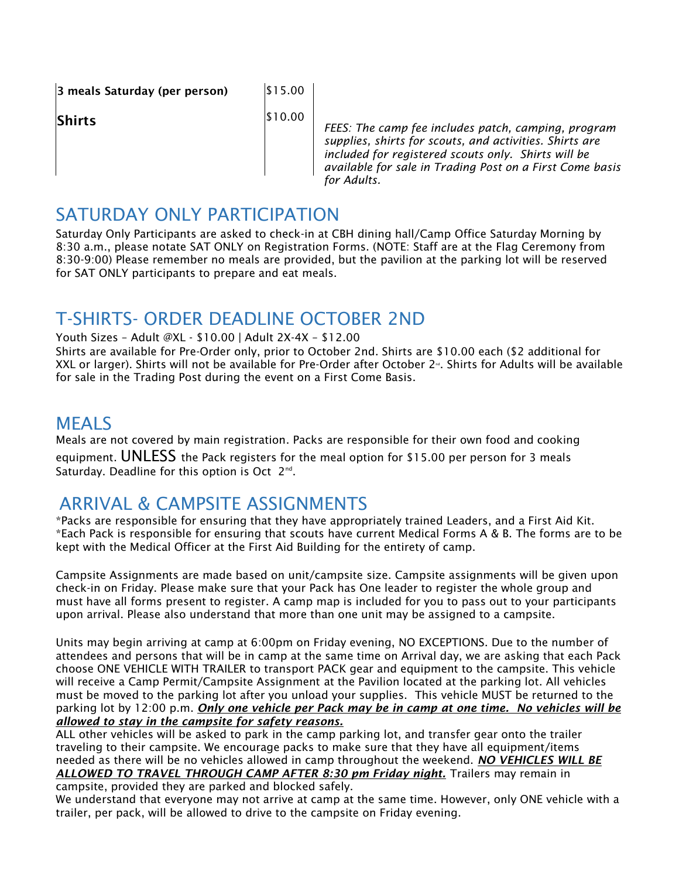| 3 meals Saturday (per person) | $15.00 | |
|---|---|---|
| Shirts | $10.00 | *FEES: The camp fee includes patch, camping, program supplies, shirts for scouts, and activities. Shirts are included for registered scouts only. Shirts will be available for sale in Trading Post on a First Come basis for Adults.* |

## SATURDAY ONLY PARTICIPATION

Saturday Only Participants are asked to check-in at CBH dining hall/Camp Office Saturday Morning by 8:30 a.m., please notate SAT ONLY on Registration Forms. (NOTE: Staff are at the Flag Ceremony from 8:30-9:00) Please remember no meals are provided, but the pavilion at the parking lot will be reserved for SAT ONLY participants to prepare and eat meals.

## T-SHIRTS- ORDER DEADLINE OCTOBER 2ND

Youth Sizes – Adult @XL - $10.00 | Adult 2X-4X – $12.00
Shirts are available for Pre-Order only, prior to October 2nd. Shirts are $10.00 each ($2 additional for XXL or larger). Shirts will not be available for Pre-Order after October 2nd. Shirts for Adults will be available for sale in the Trading Post during the event on a First Come Basis.

## MEALS

Meals are not covered by main registration. Packs are responsible for their own food and cooking equipment. UNLESS the Pack registers for the meal option for $15.00 per person for 3 meals Saturday. Deadline for this option is Oct 2nd.

## ARRIVAL & CAMPSITE ASSIGNMENTS

*Packs are responsible for ensuring that they have appropriately trained Leaders, and a First Aid Kit.
*Each Pack is responsible for ensuring that scouts have current Medical Forms A & B. The forms are to be kept with the Medical Officer at the First Aid Building for the entirety of camp.

Campsite Assignments are made based on unit/campsite size. Campsite assignments will be given upon check-in on Friday. Please make sure that your Pack has One leader to register the whole group and must have all forms present to register. A camp map is included for you to pass out to your participants upon arrival. Please also understand that more than one unit may be assigned to a campsite.

Units may begin arriving at camp at 6:00pm on Friday evening, NO EXCEPTIONS. Due to the number of attendees and persons that will be in camp at the same time on Arrival day, we are asking that each Pack choose ONE VEHICLE WITH TRAILER to transport PACK gear and equipment to the campsite. This vehicle will receive a Camp Permit/Campsite Assignment at the Pavilion located at the parking lot. All vehicles must be moved to the parking lot after you unload your supplies. This vehicle MUST be returned to the parking lot by 12:00 p.m. ***Only one vehicle per Pack may be in camp at one time. No vehicles will be allowed to stay in the campsite for safety reasons.***
ALL other vehicles will be asked to park in the camp parking lot, and transfer gear onto the trailer traveling to their campsite. We encourage packs to make sure that they have all equipment/items needed as there will be no vehicles allowed in camp throughout the weekend. ***NO VEHICLES WILL BE ALLOWED TO TRAVEL THROUGH CAMP AFTER 8:30 pm Friday night.*** Trailers may remain in campsite, provided they are parked and blocked safely.
We understand that everyone may not arrive at camp at the same time. However, only ONE vehicle with a trailer, per pack, will be allowed to drive to the campsite on Friday evening.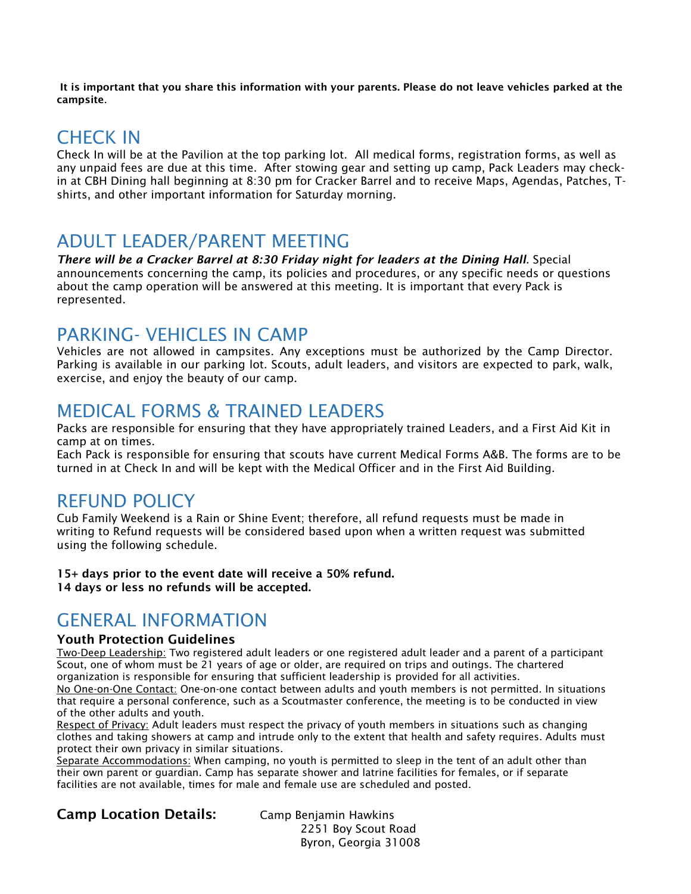**It is important that you share this information with your parents. Please do not leave vehicles parked at the campsite**.

## CHECK IN

Check In will be at the Pavilion at the top parking lot. All medical forms, registration forms, as well as any unpaid fees are due at this time. After stowing gear and setting up camp, Pack Leaders may check-in at CBH Dining hall beginning at 8:30 pm for Cracker Barrel and to receive Maps, Agendas, Patches, T-shirts, and other important information for Saturday morning.

## ADULT LEADER/PARENT MEETING

***There will be a Cracker Barrel at 8:30 Friday night for leaders at the Dining Hall***. Special announcements concerning the camp, its policies and procedures, or any specific needs or questions about the camp operation will be answered at this meeting. It is important that every Pack is represented.

## PARKING- VEHICLES IN CAMP

Vehicles are not allowed in campsites. Any exceptions must be authorized by the Camp Director. Parking is available in our parking lot. Scouts, adult leaders, and visitors are expected to park, walk, exercise, and enjoy the beauty of our camp.

## MEDICAL FORMS & TRAINED LEADERS

Packs are responsible for ensuring that they have appropriately trained Leaders, and a First Aid Kit in camp at on times.
Each Pack is responsible for ensuring that scouts have current Medical Forms A&B. The forms are to be turned in at Check In and will be kept with the Medical Officer and in the First Aid Building.

## REFUND POLICY

Cub Family Weekend is a Rain or Shine Event; therefore, all refund requests must be made in writing to Refund requests will be considered based upon when a written request was submitted using the following schedule.

**15+ days prior to the event date will receive a 50% refund.**
**14 days or less no refunds will be accepted.**

## GENERAL INFORMATION

### Youth Protection Guidelines

Two-Deep Leadership: Two registered adult leaders or one registered adult leader and a parent of a participant Scout, one of whom must be 21 years of age or older, are required on trips and outings. The chartered organization is responsible for ensuring that sufficient leadership is provided for all activities.
No One-on-One Contact: One-on-one contact between adults and youth members is not permitted. In situations that require a personal conference, such as a Scoutmaster conference, the meeting is to be conducted in view of the other adults and youth.
Respect of Privacy: Adult leaders must respect the privacy of youth members in situations such as changing clothes and taking showers at camp and intrude only to the extent that health and safety requires. Adults must protect their own privacy in similar situations.
Separate Accommodations: When camping, no youth is permitted to sleep in the tent of an adult other than their own parent or guardian. Camp has separate shower and latrine facilities for females, or if separate facilities are not available, times for male and female use are scheduled and posted.

**Camp Location Details:** Camp Benjamin Hawkins
2251 Boy Scout Road
Byron, Georgia 31008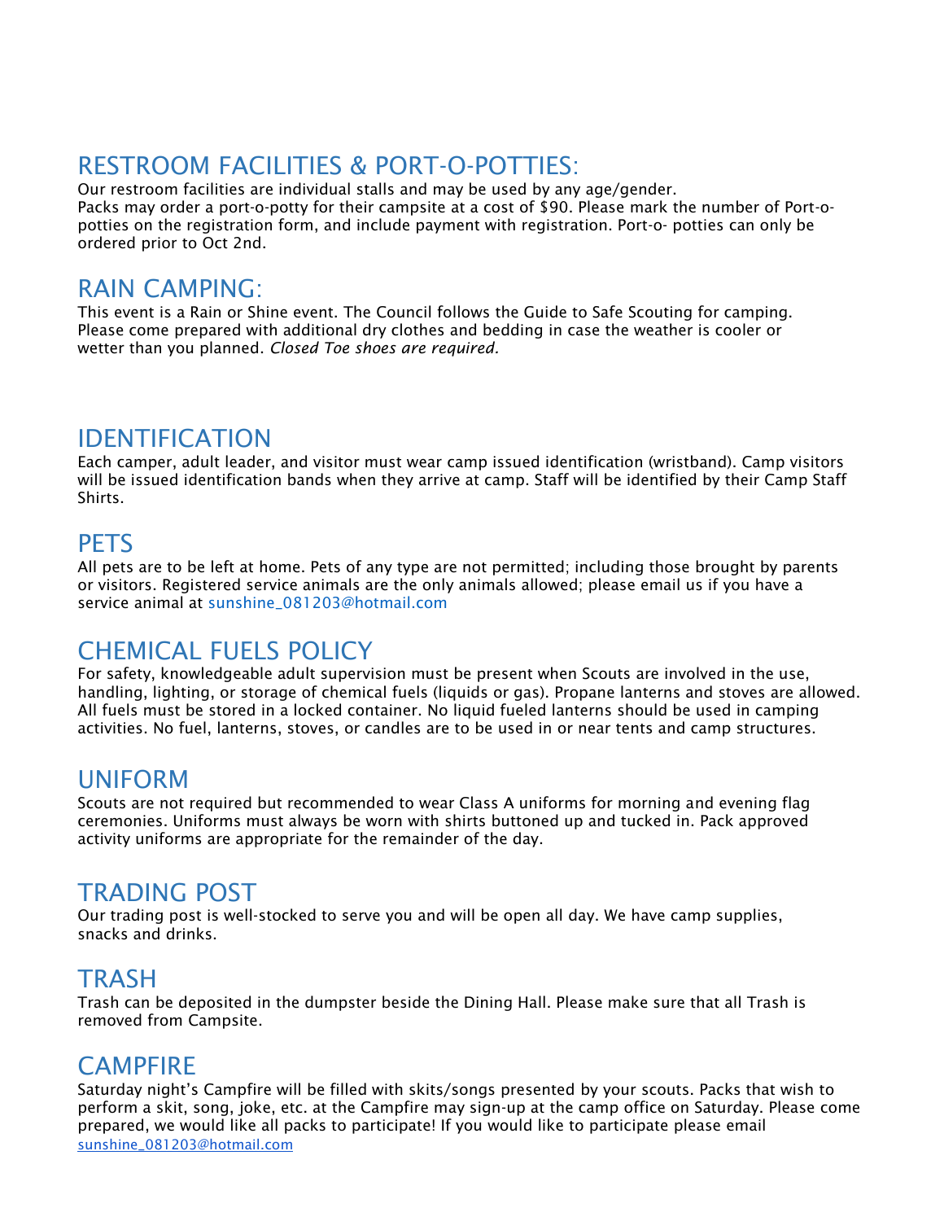## RESTROOM FACILITIES & PORT-O-POTTIES:

Our restroom facilities are individual stalls and may be used by any age/gender.
Packs may order a port-o-potty for their campsite at a cost of $90. Please mark the number of Port-o-potties on the registration form, and include payment with registration. Port-o- potties can only be ordered prior to Oct 2nd.

## RAIN CAMPING:

This event is a Rain or Shine event. The Council follows the Guide to Safe Scouting for camping. Please come prepared with additional dry clothes and bedding in case the weather is cooler or wetter than you planned. *Closed Toe shoes are required.*

## IDENTIFICATION

Each camper, adult leader, and visitor must wear camp issued identification (wristband). Camp visitors will be issued identification bands when they arrive at camp. Staff will be identified by their Camp Staff Shirts.

## PETS

All pets are to be left at home. Pets of any type are not permitted; including those brought by parents or visitors. Registered service animals are the only animals allowed; please email us if you have a service animal at sunshine_081203@hotmail.com

## CHEMICAL FUELS POLICY

For safety, knowledgeable adult supervision must be present when Scouts are involved in the use, handling, lighting, or storage of chemical fuels (liquids or gas). Propane lanterns and stoves are allowed. All fuels must be stored in a locked container. No liquid fueled lanterns should be used in camping activities. No fuel, lanterns, stoves, or candles are to be used in or near tents and camp structures.

## UNIFORM

Scouts are not required but recommended to wear Class A uniforms for morning and evening flag ceremonies. Uniforms must always be worn with shirts buttoned up and tucked in. Pack approved activity uniforms are appropriate for the remainder of the day.

## TRADING POST

Our trading post is well-stocked to serve you and will be open all day. We have camp supplies, snacks and drinks.

## TRASH

Trash can be deposited in the dumpster beside the Dining Hall. Please make sure that all Trash is removed from Campsite.

## CAMPFIRE

Saturday night's Campfire will be filled with skits/songs presented by your scouts. Packs that wish to perform a skit, song, joke, etc. at the Campfire may sign-up at the camp office on Saturday. Please come prepared, we would like all packs to participate! If you would like to participate please email sunshine_081203@hotmail.com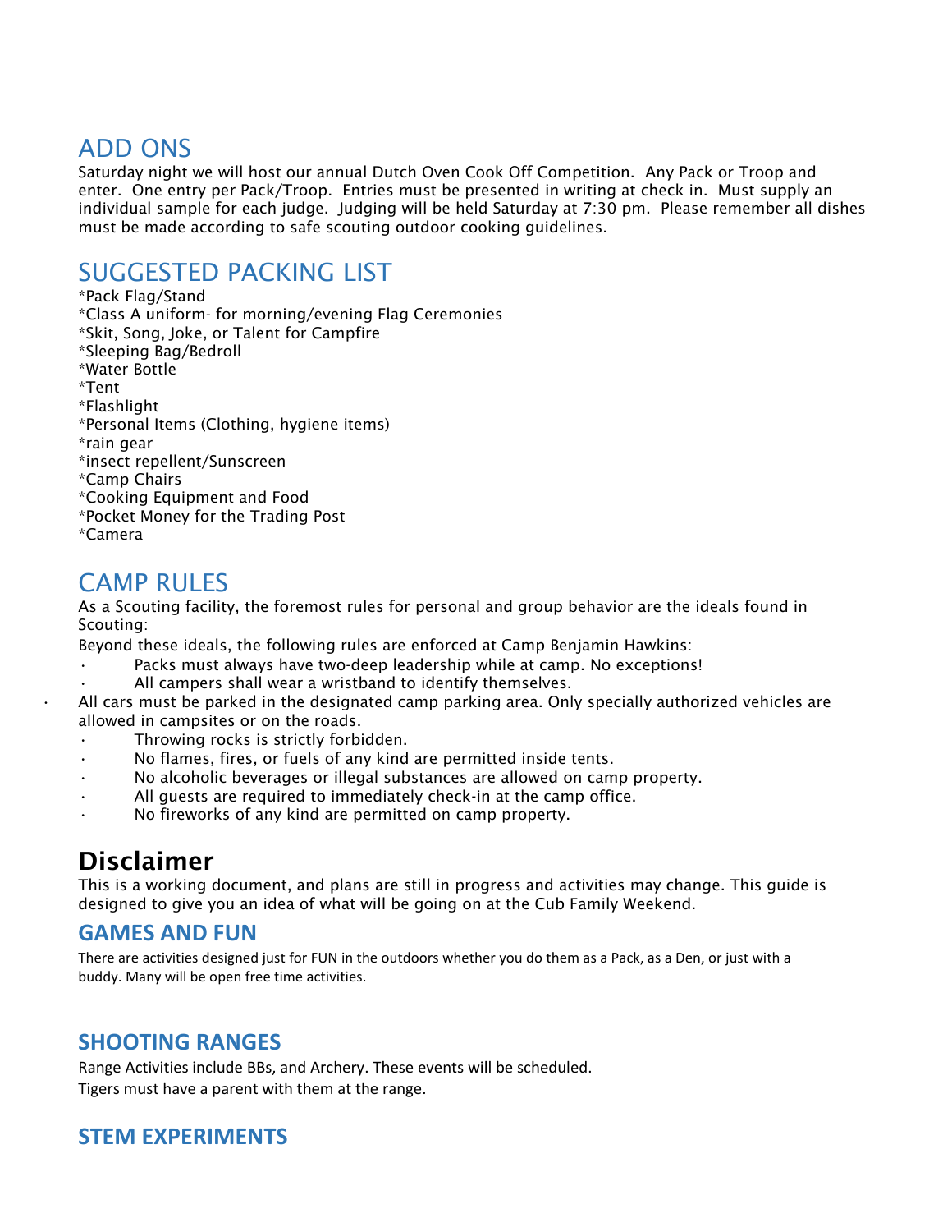## ADD ONS

Saturday night we will host our annual Dutch Oven Cook Off Competition. Any Pack or Troop and enter. One entry per Pack/Troop. Entries must be presented in writing at check in. Must supply an individual sample for each judge. Judging will be held Saturday at 7:30 pm. Please remember all dishes must be made according to safe scouting outdoor cooking guidelines.

## SUGGESTED PACKING LIST

*Pack Flag/Stand
*Class A uniform- for morning/evening Flag Ceremonies
*Skit, Song, Joke, or Talent for Campfire
*Sleeping Bag/Bedroll
*Water Bottle
*Tent
*Flashlight
*Personal Items (Clothing, hygiene items)
*rain gear
*insect repellent/Sunscreen
*Camp Chairs
*Cooking Equipment and Food
*Pocket Money for the Trading Post
*Camera

## CAMP RULES

As a Scouting facility, the foremost rules for personal and group behavior are the ideals found in Scouting:

Beyond these ideals, the following rules are enforced at Camp Benjamin Hawkins:

- Packs must always have two-deep leadership while at camp. No exceptions!
- All campers shall wear a wristband to identify themselves.
- All cars must be parked in the designated camp parking area. Only specially authorized vehicles are allowed in campsites or on the roads.
- Throwing rocks is strictly forbidden.
- No flames, fires, or fuels of any kind are permitted inside tents.
- No alcoholic beverages or illegal substances are allowed on camp property.
- All guests are required to immediately check-in at the camp office.
- No fireworks of any kind are permitted on camp property.

# Disclaimer

This is a working document, and plans are still in progress and activities may change. This guide is designed to give you an idea of what will be going on at the Cub Family Weekend.

### GAMES AND FUN

There are activities designed just for FUN in the outdoors whether you do them as a Pack, as a Den, or just with a buddy. Many will be open free time activities.

### SHOOTING RANGES

Range Activities include BBs, and Archery. These events will be scheduled.
Tigers must have a parent with them at the range.

### STEM EXPERIMENTS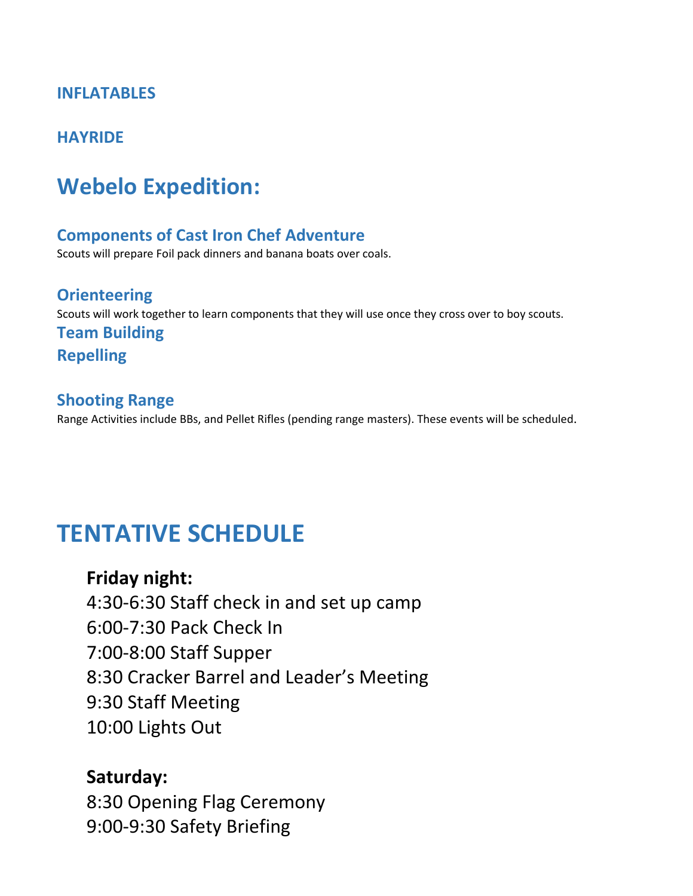### INFLATABLES

### HAYRIDE

## Webelo Expedition:

### Components of Cast Iron Chef Adventure

Scouts will prepare Foil pack dinners and banana boats over coals.

### Orienteering

Scouts will work together to learn components that they will use once they cross over to boy scouts.

### Team Building

### Repelling

### Shooting Range

Range Activities include BBs, and Pellet Rifles (pending range masters). These events will be scheduled.

## TENTATIVE SCHEDULE

**Friday night:**

4:30-6:30 Staff check in and set up camp
6:00-7:30 Pack Check In
7:00-8:00 Staff Supper
8:30 Cracker Barrel and Leader's Meeting
9:30 Staff Meeting
10:00 Lights Out

**Saturday:**

8:30 Opening Flag Ceremony
9:00-9:30 Safety Briefing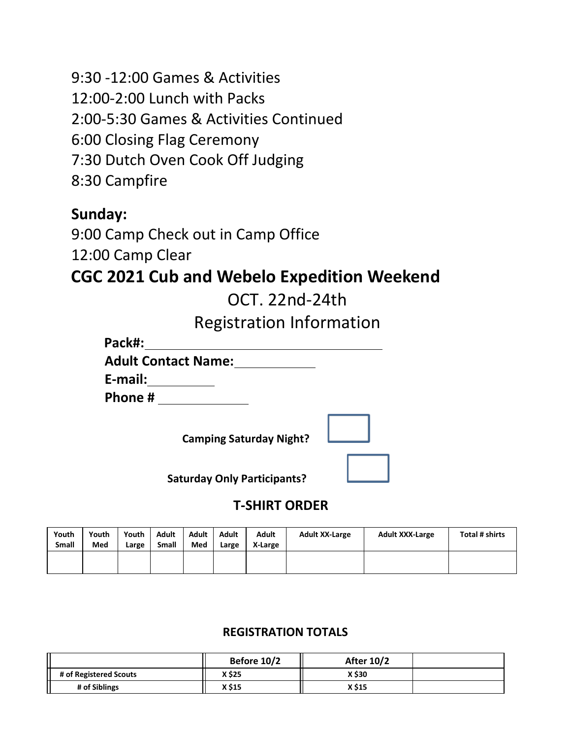9:30 -12:00 Games & Activities
12:00-2:00 Lunch with Packs
2:00-5:30 Games & Activities Continued
6:00 Closing Flag Ceremony
7:30 Dutch Oven Cook Off Judging
8:30 Campfire

**Sunday:**
9:00 Camp Check out in Camp Office
12:00 Camp Clear

# CGC 2021 Cub and Webelo Expedition Weekend

OCT. 22nd-24th

Registration Information

**Pack#:** ______________________________

**Adult Contact Name:** ____________

**E-mail:** __________

**Phone #** _____________

**Camping Saturday Night?** ☐

**Saturday Only Participants?** ☐

## T-SHIRT ORDER

| Youth Small | Youth Med | Youth Large | Adult Small | Adult Med | Adult Large | Adult X-Large | Adult XX-Large | Adult XXX-Large | Total # shirts |
|---|---|---|---|---|---|---|---|---|---|
| | | | | | | | | | |

## REGISTRATION TOTALS

| | Before 10/2 | After 10/2 | |
|---|---|---|---|
| # of Registered Scouts | X $25 | X $30 | |
| # of Siblings | X $15 | X $15 | |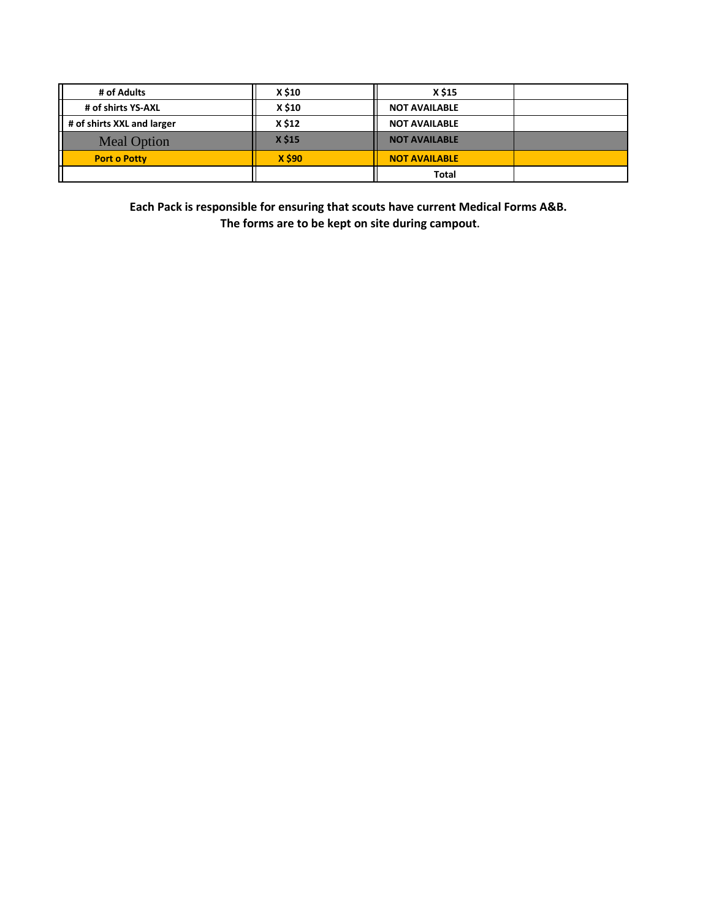| | | | |
|---|---|---|---|
| # of Adults | X $10 | X $15 | |
| # of shirts YS-AXL | X $10 | NOT AVAILABLE | |
| # of shirts XXL and larger | X $12 | NOT AVAILABLE | |
| Meal Option | X $15 | NOT AVAILABLE | |
| Port o Potty | X $90 | NOT AVAILABLE | |
| | | Total | |

**Each Pack is responsible for ensuring that scouts have current Medical Forms A&B.**
**The forms are to be kept on site during campout.**